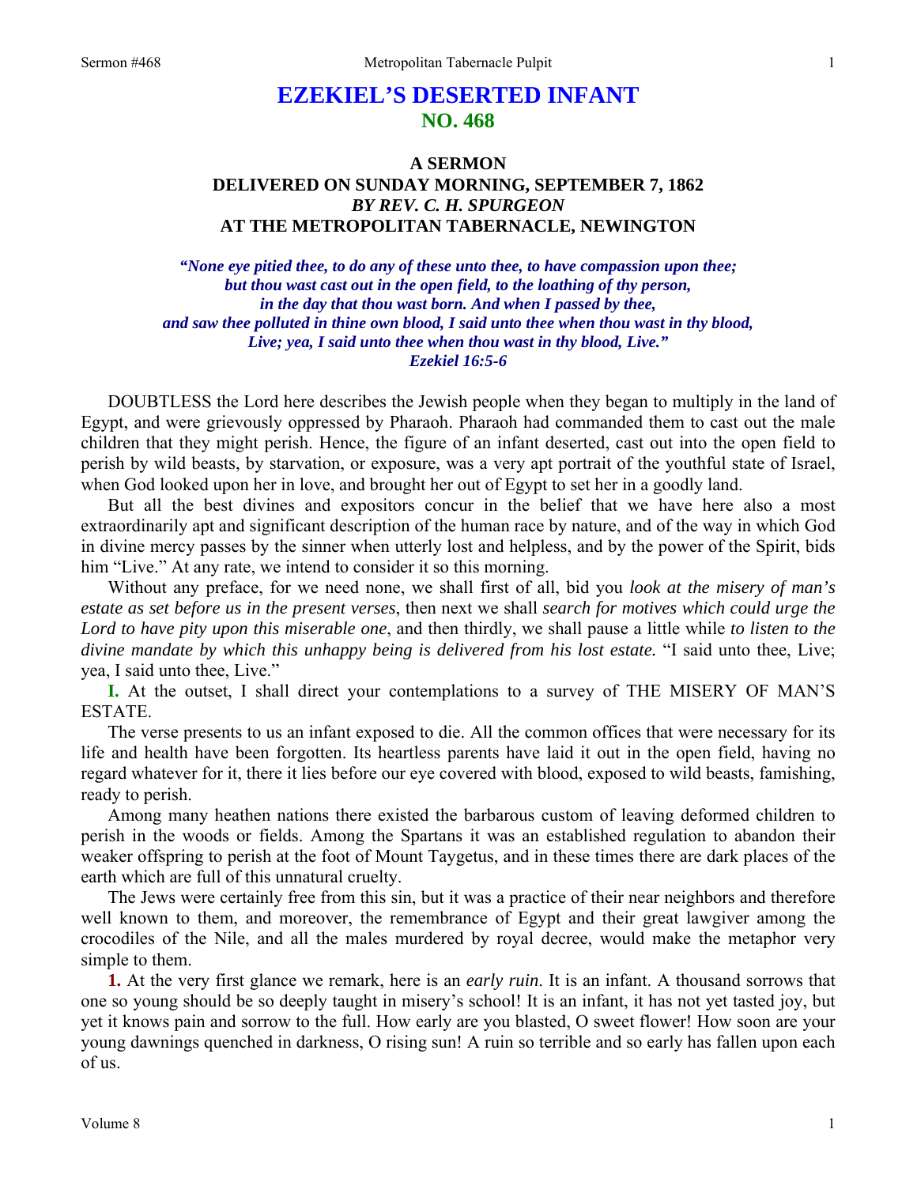# EZEKIEL'S DESERTED INFANT

## NO. 468

### A SERMON
### DELIVERED ON SUNDAY MORNING, SEPTEMBER 7, 1862
### *BY REV. C. H. SPURGEON*
### AT THE METROPOLITAN TABERNACLE, NEWINGTON

*"None eye pitied thee, to do any of these unto thee, to have compassion upon thee; but thou wast cast out in the open field, to the loathing of thy person, in the day that thou wast born. And when I passed by thee, and saw thee polluted in thine own blood, I said unto thee when thou wast in thy blood, Live; yea, I said unto thee when thou wast in thy blood, Live."*
*Ezekiel 16:5-6*

DOUBTLESS the Lord here describes the Jewish people when they began to multiply in the land of Egypt, and were grievously oppressed by Pharaoh. Pharaoh had commanded them to cast out the male children that they might perish. Hence, the figure of an infant deserted, cast out into the open field to perish by wild beasts, by starvation, or exposure, was a very apt portrait of the youthful state of Israel, when God looked upon her in love, and brought her out of Egypt to set her in a goodly land.

But all the best divines and expositors concur in the belief that we have here also a most extraordinarily apt and significant description of the human race by nature, and of the way in which God in divine mercy passes by the sinner when utterly lost and helpless, and by the power of the Spirit, bids him "Live." At any rate, we intend to consider it so this morning.

Without any preface, for we need none, we shall first of all, bid you *look at the misery of man's estate as set before us in the present verses*, then next we shall *search for motives which could urge the Lord to have pity upon this miserable one*, and then thirdly, we shall pause a little while *to listen to the divine mandate by which this unhappy being is delivered from his lost estate.* "I said unto thee, Live; yea, I said unto thee, Live."

**I.** At the outset, I shall direct your contemplations to a survey of THE MISERY OF MAN'S ESTATE.

The verse presents to us an infant exposed to die. All the common offices that were necessary for its life and health have been forgotten. Its heartless parents have laid it out in the open field, having no regard whatever for it, there it lies before our eye covered with blood, exposed to wild beasts, famishing, ready to perish.

Among many heathen nations there existed the barbarous custom of leaving deformed children to perish in the woods or fields. Among the Spartans it was an established regulation to abandon their weaker offspring to perish at the foot of Mount Taygetus, and in these times there are dark places of the earth which are full of this unnatural cruelty.

The Jews were certainly free from this sin, but it was a practice of their near neighbors and therefore well known to them, and moreover, the remembrance of Egypt and their great lawgiver among the crocodiles of the Nile, and all the males murdered by royal decree, would make the metaphor very simple to them.

**1.** At the very first glance we remark, here is an *early ruin*. It is an infant. A thousand sorrows that one so young should be so deeply taught in misery's school! It is an infant, it has not yet tasted joy, but yet it knows pain and sorrow to the full. How early are you blasted, O sweet flower! How soon are your young dawnings quenched in darkness, O rising sun! A ruin so terrible and so early has fallen upon each of us.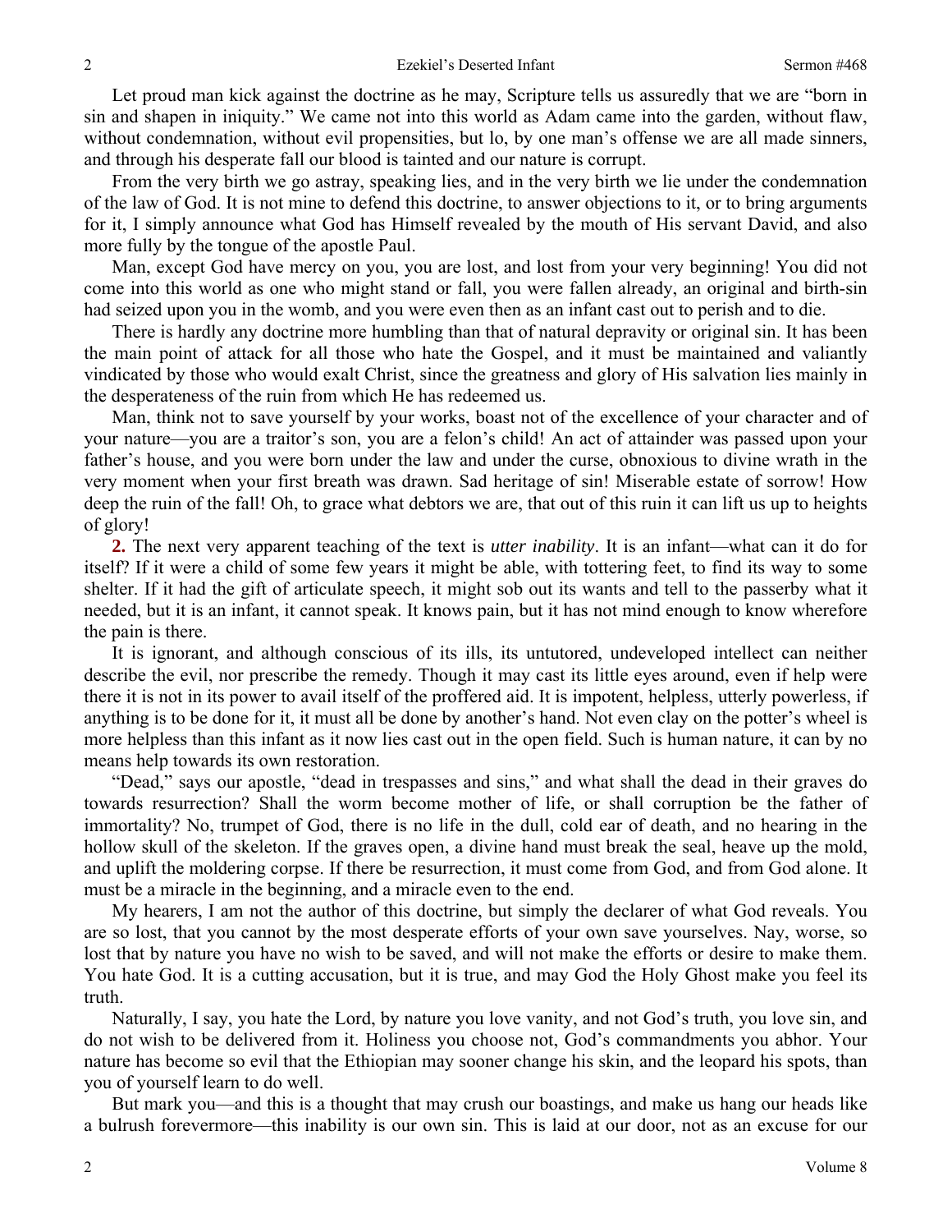Let proud man kick against the doctrine as he may, Scripture tells us assuredly that we are "born in sin and shapen in iniquity." We came not into this world as Adam came into the garden, without flaw, without condemnation, without evil propensities, but lo, by one man's offense we are all made sinners, and through his desperate fall our blood is tainted and our nature is corrupt.

From the very birth we go astray, speaking lies, and in the very birth we lie under the condemnation of the law of God. It is not mine to defend this doctrine, to answer objections to it, or to bring arguments for it, I simply announce what God has Himself revealed by the mouth of His servant David, and also more fully by the tongue of the apostle Paul.

Man, except God have mercy on you, you are lost, and lost from your very beginning! You did not come into this world as one who might stand or fall, you were fallen already, an original and birth-sin had seized upon you in the womb, and you were even then as an infant cast out to perish and to die.

There is hardly any doctrine more humbling than that of natural depravity or original sin. It has been the main point of attack for all those who hate the Gospel, and it must be maintained and valiantly vindicated by those who would exalt Christ, since the greatness and glory of His salvation lies mainly in the desperateness of the ruin from which He has redeemed us.

Man, think not to save yourself by your works, boast not of the excellence of your character and of your nature—you are a traitor's son, you are a felon's child! An act of attainder was passed upon your father's house, and you were born under the law and under the curse, obnoxious to divine wrath in the very moment when your first breath was drawn. Sad heritage of sin! Miserable estate of sorrow! How deep the ruin of the fall! Oh, to grace what debtors we are, that out of this ruin it can lift us up to heights of glory!

**2.** The next very apparent teaching of the text is *utter inability*. It is an infant—what can it do for itself? If it were a child of some few years it might be able, with tottering feet, to find its way to some shelter. If it had the gift of articulate speech, it might sob out its wants and tell to the passerby what it needed, but it is an infant, it cannot speak. It knows pain, but it has not mind enough to know wherefore the pain is there.

It is ignorant, and although conscious of its ills, its untutored, undeveloped intellect can neither describe the evil, nor prescribe the remedy. Though it may cast its little eyes around, even if help were there it is not in its power to avail itself of the proffered aid. It is impotent, helpless, utterly powerless, if anything is to be done for it, it must all be done by another's hand. Not even clay on the potter's wheel is more helpless than this infant as it now lies cast out in the open field. Such is human nature, it can by no means help towards its own restoration.

"Dead," says our apostle, "dead in trespasses and sins," and what shall the dead in their graves do towards resurrection? Shall the worm become mother of life, or shall corruption be the father of immortality? No, trumpet of God, there is no life in the dull, cold ear of death, and no hearing in the hollow skull of the skeleton. If the graves open, a divine hand must break the seal, heave up the mold, and uplift the moldering corpse. If there be resurrection, it must come from God, and from God alone. It must be a miracle in the beginning, and a miracle even to the end.

My hearers, I am not the author of this doctrine, but simply the declarer of what God reveals. You are so lost, that you cannot by the most desperate efforts of your own save yourselves. Nay, worse, so lost that by nature you have no wish to be saved, and will not make the efforts or desire to make them. You hate God. It is a cutting accusation, but it is true, and may God the Holy Ghost make you feel its truth.

Naturally, I say, you hate the Lord, by nature you love vanity, and not God's truth, you love sin, and do not wish to be delivered from it. Holiness you choose not, God's commandments you abhor. Your nature has become so evil that the Ethiopian may sooner change his skin, and the leopard his spots, than you of yourself learn to do well.

But mark you—and this is a thought that may crush our boastings, and make us hang our heads like a bulrush forevermore—this inability is our own sin. This is laid at our door, not as an excuse for our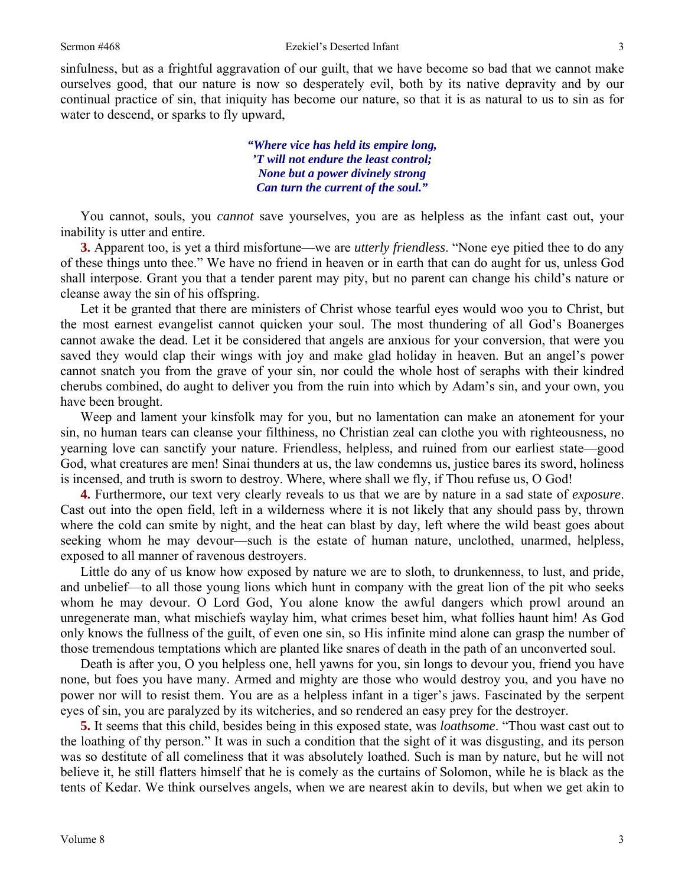sinfulness, but as a frightful aggravation of our guilt, that we have become so bad that we cannot make ourselves good, that our nature is now so desperately evil, both by its native depravity and by our continual practice of sin, that iniquity has become our nature, so that it is as natural to us to sin as for water to descend, or sparks to fly upward,

> ***"Where vice has held its empire long,***
> ***'T will not endure the least control;***
> ***None but a power divinely strong***
> ***Can turn the current of the soul."***

You cannot, souls, you *cannot* save yourselves, you are as helpless as the infant cast out, your inability is utter and entire.

**3.** Apparent too, is yet a third misfortune—we are *utterly friendless*. "None eye pitied thee to do any of these things unto thee." We have no friend in heaven or in earth that can do aught for us, unless God shall interpose. Grant you that a tender parent may pity, but no parent can change his child's nature or cleanse away the sin of his offspring.

Let it be granted that there are ministers of Christ whose tearful eyes would woo you to Christ, but the most earnest evangelist cannot quicken your soul. The most thundering of all God's Boanerges cannot awake the dead. Let it be considered that angels are anxious for your conversion, that were you saved they would clap their wings with joy and make glad holiday in heaven. But an angel's power cannot snatch you from the grave of your sin, nor could the whole host of seraphs with their kindred cherubs combined, do aught to deliver you from the ruin into which by Adam's sin, and your own, you have been brought.

Weep and lament your kinsfolk may for you, but no lamentation can make an atonement for your sin, no human tears can cleanse your filthiness, no Christian zeal can clothe you with righteousness, no yearning love can sanctify your nature. Friendless, helpless, and ruined from our earliest state—good God, what creatures are men! Sinai thunders at us, the law condemns us, justice bares its sword, holiness is incensed, and truth is sworn to destroy. Where, where shall we fly, if Thou refuse us, O God!

**4.** Furthermore, our text very clearly reveals to us that we are by nature in a sad state of *exposure*. Cast out into the open field, left in a wilderness where it is not likely that any should pass by, thrown where the cold can smite by night, and the heat can blast by day, left where the wild beast goes about seeking whom he may devour—such is the estate of human nature, unclothed, unarmed, helpless, exposed to all manner of ravenous destroyers.

Little do any of us know how exposed by nature we are to sloth, to drunkenness, to lust, and pride, and unbelief—to all those young lions which hunt in company with the great lion of the pit who seeks whom he may devour. O Lord God, You alone know the awful dangers which prowl around an unregenerate man, what mischiefs waylay him, what crimes beset him, what follies haunt him! As God only knows the fullness of the guilt, of even one sin, so His infinite mind alone can grasp the number of those tremendous temptations which are planted like snares of death in the path of an unconverted soul.

Death is after you, O you helpless one, hell yawns for you, sin longs to devour you, friend you have none, but foes you have many. Armed and mighty are those who would destroy you, and you have no power nor will to resist them. You are as a helpless infant in a tiger's jaws. Fascinated by the serpent eyes of sin, you are paralyzed by its witcheries, and so rendered an easy prey for the destroyer.

**5.** It seems that this child, besides being in this exposed state, was *loathsome*. "Thou wast cast out to the loathing of thy person." It was in such a condition that the sight of it was disgusting, and its person was so destitute of all comeliness that it was absolutely loathed. Such is man by nature, but he will not believe it, he still flatters himself that he is comely as the curtains of Solomon, while he is black as the tents of Kedar. We think ourselves angels, when we are nearest akin to devils, but when we get akin to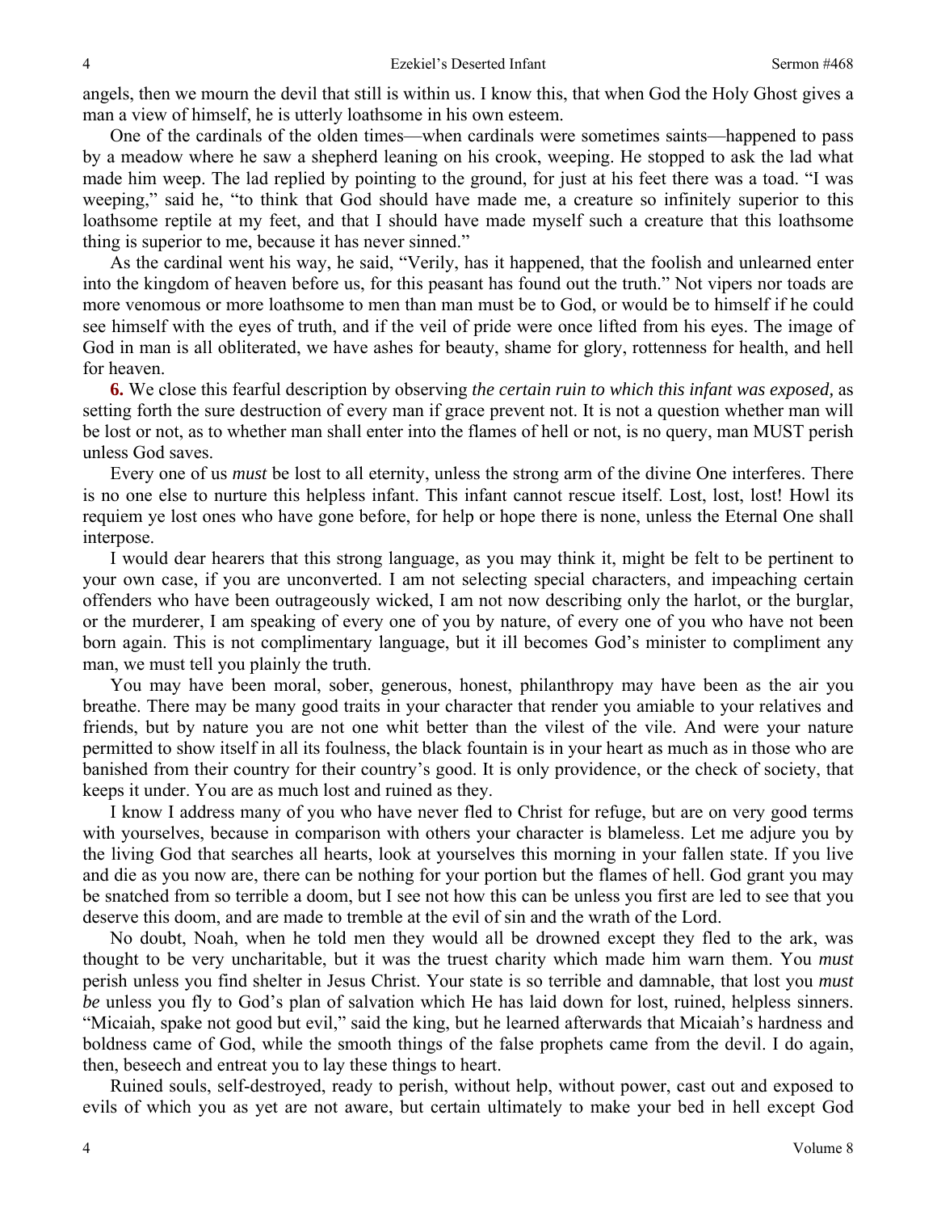angels, then we mourn the devil that still is within us. I know this, that when God the Holy Ghost gives a man a view of himself, he is utterly loathsome in his own esteem.

One of the cardinals of the olden times—when cardinals were sometimes saints—happened to pass by a meadow where he saw a shepherd leaning on his crook, weeping. He stopped to ask the lad what made him weep. The lad replied by pointing to the ground, for just at his feet there was a toad. "I was weeping," said he, "to think that God should have made me, a creature so infinitely superior to this loathsome reptile at my feet, and that I should have made myself such a creature that this loathsome thing is superior to me, because it has never sinned."

As the cardinal went his way, he said, "Verily, has it happened, that the foolish and unlearned enter into the kingdom of heaven before us, for this peasant has found out the truth." Not vipers nor toads are more venomous or more loathsome to men than man must be to God, or would be to himself if he could see himself with the eyes of truth, and if the veil of pride were once lifted from his eyes. The image of God in man is all obliterated, we have ashes for beauty, shame for glory, rottenness for health, and hell for heaven.

**6.** We close this fearful description by observing *the certain ruin to which this infant was exposed,* as setting forth the sure destruction of every man if grace prevent not. It is not a question whether man will be lost or not, as to whether man shall enter into the flames of hell or not, is no query, man MUST perish unless God saves.

Every one of us *must* be lost to all eternity, unless the strong arm of the divine One interferes. There is no one else to nurture this helpless infant. This infant cannot rescue itself. Lost, lost, lost! Howl its requiem ye lost ones who have gone before, for help or hope there is none, unless the Eternal One shall interpose.

I would dear hearers that this strong language, as you may think it, might be felt to be pertinent to your own case, if you are unconverted. I am not selecting special characters, and impeaching certain offenders who have been outrageously wicked, I am not now describing only the harlot, or the burglar, or the murderer, I am speaking of every one of you by nature, of every one of you who have not been born again. This is not complimentary language, but it ill becomes God's minister to compliment any man, we must tell you plainly the truth.

You may have been moral, sober, generous, honest, philanthropy may have been as the air you breathe. There may be many good traits in your character that render you amiable to your relatives and friends, but by nature you are not one whit better than the vilest of the vile. And were your nature permitted to show itself in all its foulness, the black fountain is in your heart as much as in those who are banished from their country for their country's good. It is only providence, or the check of society, that keeps it under. You are as much lost and ruined as they.

I know I address many of you who have never fled to Christ for refuge, but are on very good terms with yourselves, because in comparison with others your character is blameless. Let me adjure you by the living God that searches all hearts, look at yourselves this morning in your fallen state. If you live and die as you now are, there can be nothing for your portion but the flames of hell. God grant you may be snatched from so terrible a doom, but I see not how this can be unless you first are led to see that you deserve this doom, and are made to tremble at the evil of sin and the wrath of the Lord.

No doubt, Noah, when he told men they would all be drowned except they fled to the ark, was thought to be very uncharitable, but it was the truest charity which made him warn them. You *must* perish unless you find shelter in Jesus Christ. Your state is so terrible and damnable, that lost you *must be* unless you fly to God's plan of salvation which He has laid down for lost, ruined, helpless sinners. "Micaiah, spake not good but evil," said the king, but he learned afterwards that Micaiah's hardness and boldness came of God, while the smooth things of the false prophets came from the devil. I do again, then, beseech and entreat you to lay these things to heart.

Ruined souls, self-destroyed, ready to perish, without help, without power, cast out and exposed to evils of which you as yet are not aware, but certain ultimately to make your bed in hell except God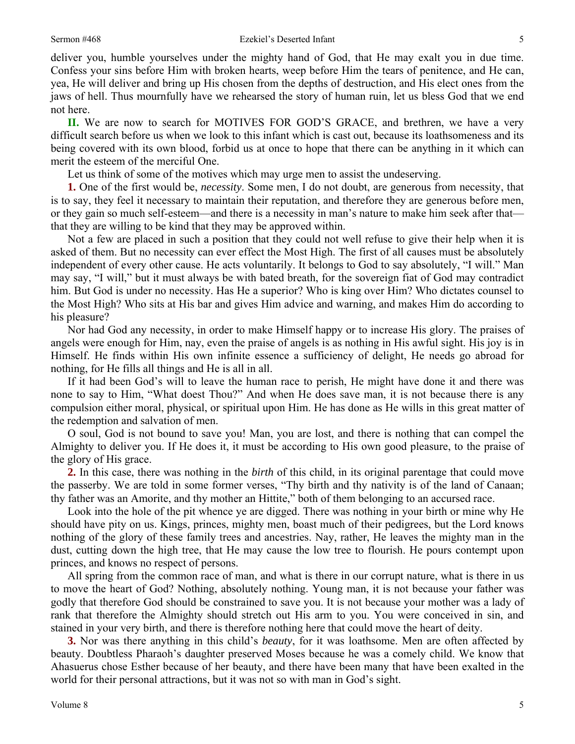deliver you, humble yourselves under the mighty hand of God, that He may exalt you in due time. Confess your sins before Him with broken hearts, weep before Him the tears of penitence, and He can, yea, He will deliver and bring up His chosen from the depths of destruction, and His elect ones from the jaws of hell. Thus mournfully have we rehearsed the story of human ruin, let us bless God that we end not here.

**II.** We are now to search for MOTIVES FOR GOD'S GRACE, and brethren, we have a very difficult search before us when we look to this infant which is cast out, because its loathsomeness and its being covered with its own blood, forbid us at once to hope that there can be anything in it which can merit the esteem of the merciful One.

Let us think of some of the motives which may urge men to assist the undeserving.

**1.** One of the first would be, *necessity*. Some men, I do not doubt, are generous from necessity, that is to say, they feel it necessary to maintain their reputation, and therefore they are generous before men, or they gain so much self-esteem—and there is a necessity in man's nature to make him seek after that—that they are willing to be kind that they may be approved within.

Not a few are placed in such a position that they could not well refuse to give their help when it is asked of them. But no necessity can ever effect the Most High. The first of all causes must be absolutely independent of every other cause. He acts voluntarily. It belongs to God to say absolutely, "I will." Man may say, "I will," but it must always be with bated breath, for the sovereign fiat of God may contradict him. But God is under no necessity. Has He a superior? Who is king over Him? Who dictates counsel to the Most High? Who sits at His bar and gives Him advice and warning, and makes Him do according to his pleasure?

Nor had God any necessity, in order to make Himself happy or to increase His glory. The praises of angels were enough for Him, nay, even the praise of angels is as nothing in His awful sight. His joy is in Himself. He finds within His own infinite essence a sufficiency of delight, He needs go abroad for nothing, for He fills all things and He is all in all.

If it had been God's will to leave the human race to perish, He might have done it and there was none to say to Him, "What doest Thou?" And when He does save man, it is not because there is any compulsion either moral, physical, or spiritual upon Him. He has done as He wills in this great matter of the redemption and salvation of men.

O soul, God is not bound to save you! Man, you are lost, and there is nothing that can compel the Almighty to deliver you. If He does it, it must be according to His own good pleasure, to the praise of the glory of His grace.

**2.** In this case, there was nothing in the *birth* of this child, in its original parentage that could move the passerby. We are told in some former verses, "Thy birth and thy nativity is of the land of Canaan; thy father was an Amorite, and thy mother an Hittite," both of them belonging to an accursed race.

Look into the hole of the pit whence ye are digged. There was nothing in your birth or mine why He should have pity on us. Kings, princes, mighty men, boast much of their pedigrees, but the Lord knows nothing of the glory of these family trees and ancestries. Nay, rather, He leaves the mighty man in the dust, cutting down the high tree, that He may cause the low tree to flourish. He pours contempt upon princes, and knows no respect of persons.

All spring from the common race of man, and what is there in our corrupt nature, what is there in us to move the heart of God? Nothing, absolutely nothing. Young man, it is not because your father was godly that therefore God should be constrained to save you. It is not because your mother was a lady of rank that therefore the Almighty should stretch out His arm to you. You were conceived in sin, and stained in your very birth, and there is therefore nothing here that could move the heart of deity.

**3.** Nor was there anything in this child's *beauty*, for it was loathsome. Men are often affected by beauty. Doubtless Pharaoh's daughter preserved Moses because he was a comely child. We know that Ahasuerus chose Esther because of her beauty, and there have been many that have been exalted in the world for their personal attractions, but it was not so with man in God's sight.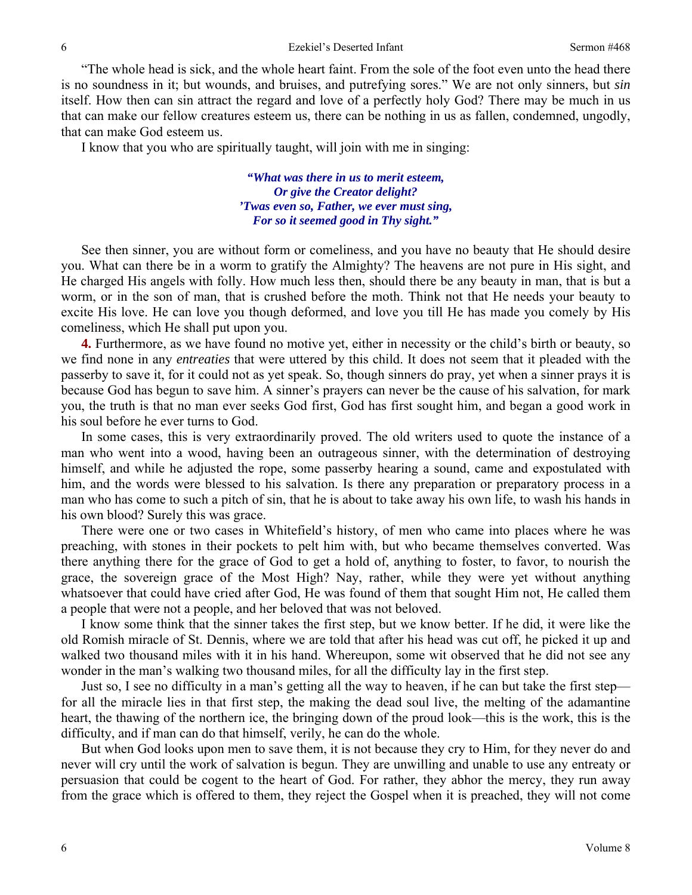"The whole head is sick, and the whole heart faint. From the sole of the foot even unto the head there is no soundness in it; but wounds, and bruises, and putrefying sores." We are not only sinners, but *sin* itself. How then can sin attract the regard and love of a perfectly holy God? There may be much in us that can make our fellow creatures esteem us, there can be nothing in us as fallen, condemned, ungodly, that can make God esteem us.

I know that you who are spiritually taught, will join with me in singing:

> ***"What was there in us to merit esteem,***
> ***Or give the Creator delight?***
> ***'Twas even so, Father, we ever must sing,***
> ***For so it seemed good in Thy sight."***

See then sinner, you are without form or comeliness, and you have no beauty that He should desire you. What can there be in a worm to gratify the Almighty? The heavens are not pure in His sight, and He charged His angels with folly. How much less then, should there be any beauty in man, that is but a worm, or in the son of man, that is crushed before the moth. Think not that He needs your beauty to excite His love. He can love you though deformed, and love you till He has made you comely by His comeliness, which He shall put upon you.

**4.** Furthermore, as we have found no motive yet, either in necessity or the child's birth or beauty, so we find none in any *entreaties* that were uttered by this child. It does not seem that it pleaded with the passerby to save it, for it could not as yet speak. So, though sinners do pray, yet when a sinner prays it is because God has begun to save him. A sinner's prayers can never be the cause of his salvation, for mark you, the truth is that no man ever seeks God first, God has first sought him, and began a good work in his soul before he ever turns to God.

In some cases, this is very extraordinarily proved. The old writers used to quote the instance of a man who went into a wood, having been an outrageous sinner, with the determination of destroying himself, and while he adjusted the rope, some passerby hearing a sound, came and expostulated with him, and the words were blessed to his salvation. Is there any preparation or preparatory process in a man who has come to such a pitch of sin, that he is about to take away his own life, to wash his hands in his own blood? Surely this was grace.

There were one or two cases in Whitefield's history, of men who came into places where he was preaching, with stones in their pockets to pelt him with, but who became themselves converted. Was there anything there for the grace of God to get a hold of, anything to foster, to favor, to nourish the grace, the sovereign grace of the Most High? Nay, rather, while they were yet without anything whatsoever that could have cried after God, He was found of them that sought Him not, He called them a people that were not a people, and her beloved that was not beloved.

I know some think that the sinner takes the first step, but we know better. If he did, it were like the old Romish miracle of St. Dennis, where we are told that after his head was cut off, he picked it up and walked two thousand miles with it in his hand. Whereupon, some wit observed that he did not see any wonder in the man's walking two thousand miles, for all the difficulty lay in the first step.

Just so, I see no difficulty in a man's getting all the way to heaven, if he can but take the first step—for all the miracle lies in that first step, the making the dead soul live, the melting of the adamantine heart, the thawing of the northern ice, the bringing down of the proud look—this is the work, this is the difficulty, and if man can do that himself, verily, he can do the whole.

But when God looks upon men to save them, it is not because they cry to Him, for they never do and never will cry until the work of salvation is begun. They are unwilling and unable to use any entreaty or persuasion that could be cogent to the heart of God. For rather, they abhor the mercy, they run away from the grace which is offered to them, they reject the Gospel when it is preached, they will not come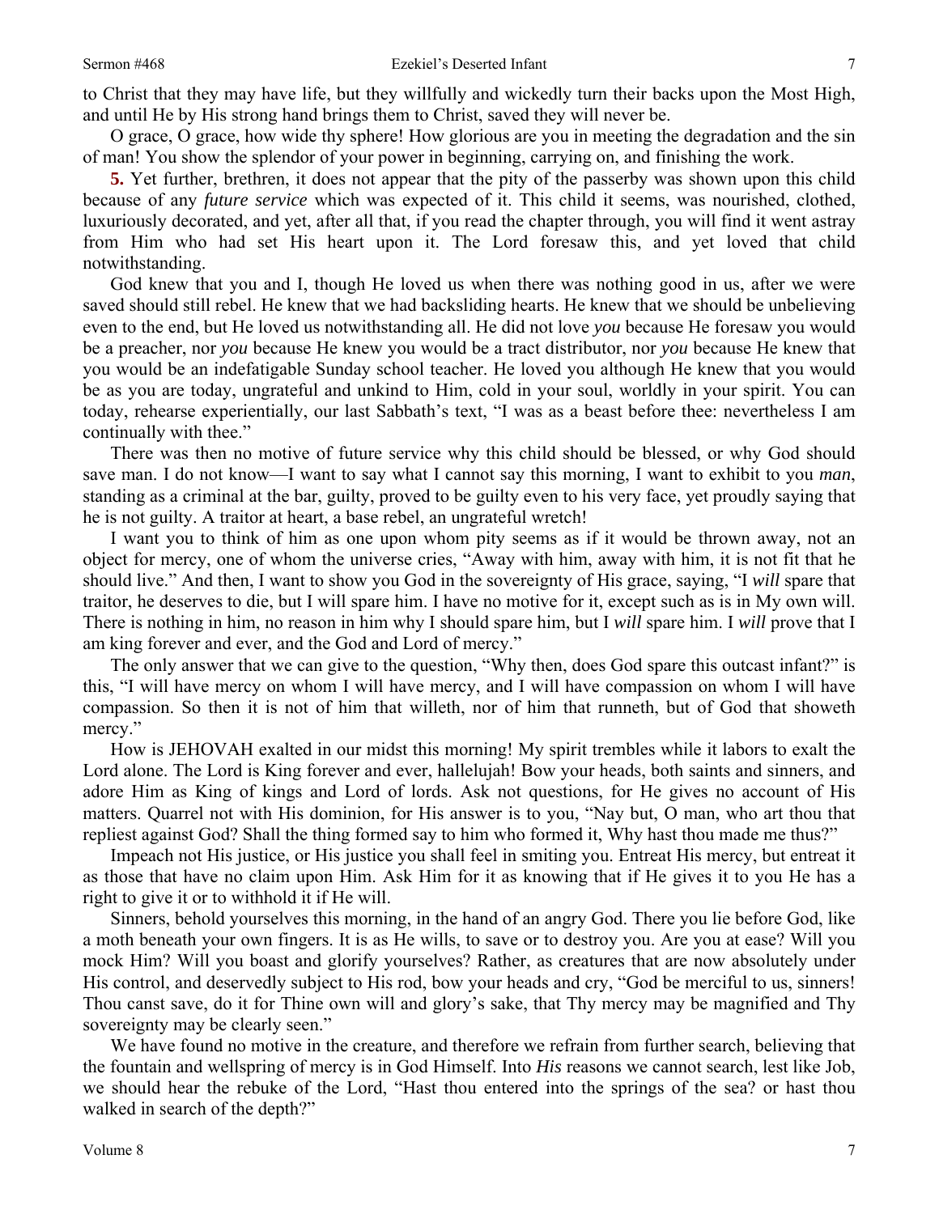to Christ that they may have life, but they willfully and wickedly turn their backs upon the Most High, and until He by His strong hand brings them to Christ, saved they will never be.

O grace, O grace, how wide thy sphere! How glorious are you in meeting the degradation and the sin of man! You show the splendor of your power in beginning, carrying on, and finishing the work.

**5.** Yet further, brethren, it does not appear that the pity of the passerby was shown upon this child because of any *future service* which was expected of it. This child it seems, was nourished, clothed, luxuriously decorated, and yet, after all that, if you read the chapter through, you will find it went astray from Him who had set His heart upon it. The Lord foresaw this, and yet loved that child notwithstanding.

God knew that you and I, though He loved us when there was nothing good in us, after we were saved should still rebel. He knew that we had backsliding hearts. He knew that we should be unbelieving even to the end, but He loved us notwithstanding all. He did not love *you* because He foresaw you would be a preacher, nor *you* because He knew you would be a tract distributor, nor *you* because He knew that you would be an indefatigable Sunday school teacher. He loved you although He knew that you would be as you are today, ungrateful and unkind to Him, cold in your soul, worldly in your spirit. You can today, rehearse experientially, our last Sabbath's text, "I was as a beast before thee: nevertheless I am continually with thee."

There was then no motive of future service why this child should be blessed, or why God should save man. I do not know—I want to say what I cannot say this morning, I want to exhibit to you *man*, standing as a criminal at the bar, guilty, proved to be guilty even to his very face, yet proudly saying that he is not guilty. A traitor at heart, a base rebel, an ungrateful wretch!

I want you to think of him as one upon whom pity seems as if it would be thrown away, not an object for mercy, one of whom the universe cries, "Away with him, away with him, it is not fit that he should live." And then, I want to show you God in the sovereignty of His grace, saying, "I *will* spare that traitor, he deserves to die, but I will spare him. I have no motive for it, except such as is in My own will. There is nothing in him, no reason in him why I should spare him, but I *will* spare him. I *will* prove that I am king forever and ever, and the God and Lord of mercy."

The only answer that we can give to the question, "Why then, does God spare this outcast infant?" is this, "I will have mercy on whom I will have mercy, and I will have compassion on whom I will have compassion. So then it is not of him that willeth, nor of him that runneth, but of God that showeth mercy."

How is JEHOVAH exalted in our midst this morning! My spirit trembles while it labors to exalt the Lord alone. The Lord is King forever and ever, hallelujah! Bow your heads, both saints and sinners, and adore Him as King of kings and Lord of lords. Ask not questions, for He gives no account of His matters. Quarrel not with His dominion, for His answer is to you, "Nay but, O man, who art thou that repliest against God? Shall the thing formed say to him who formed it, Why hast thou made me thus?"

Impeach not His justice, or His justice you shall feel in smiting you. Entreat His mercy, but entreat it as those that have no claim upon Him. Ask Him for it as knowing that if He gives it to you He has a right to give it or to withhold it if He will.

Sinners, behold yourselves this morning, in the hand of an angry God. There you lie before God, like a moth beneath your own fingers. It is as He wills, to save or to destroy you. Are you at ease? Will you mock Him? Will you boast and glorify yourselves? Rather, as creatures that are now absolutely under His control, and deservedly subject to His rod, bow your heads and cry, "God be merciful to us, sinners! Thou canst save, do it for Thine own will and glory's sake, that Thy mercy may be magnified and Thy sovereignty may be clearly seen."

We have found no motive in the creature, and therefore we refrain from further search, believing that the fountain and wellspring of mercy is in God Himself. Into *His* reasons we cannot search, lest like Job, we should hear the rebuke of the Lord, "Hast thou entered into the springs of the sea? or hast thou walked in search of the depth?"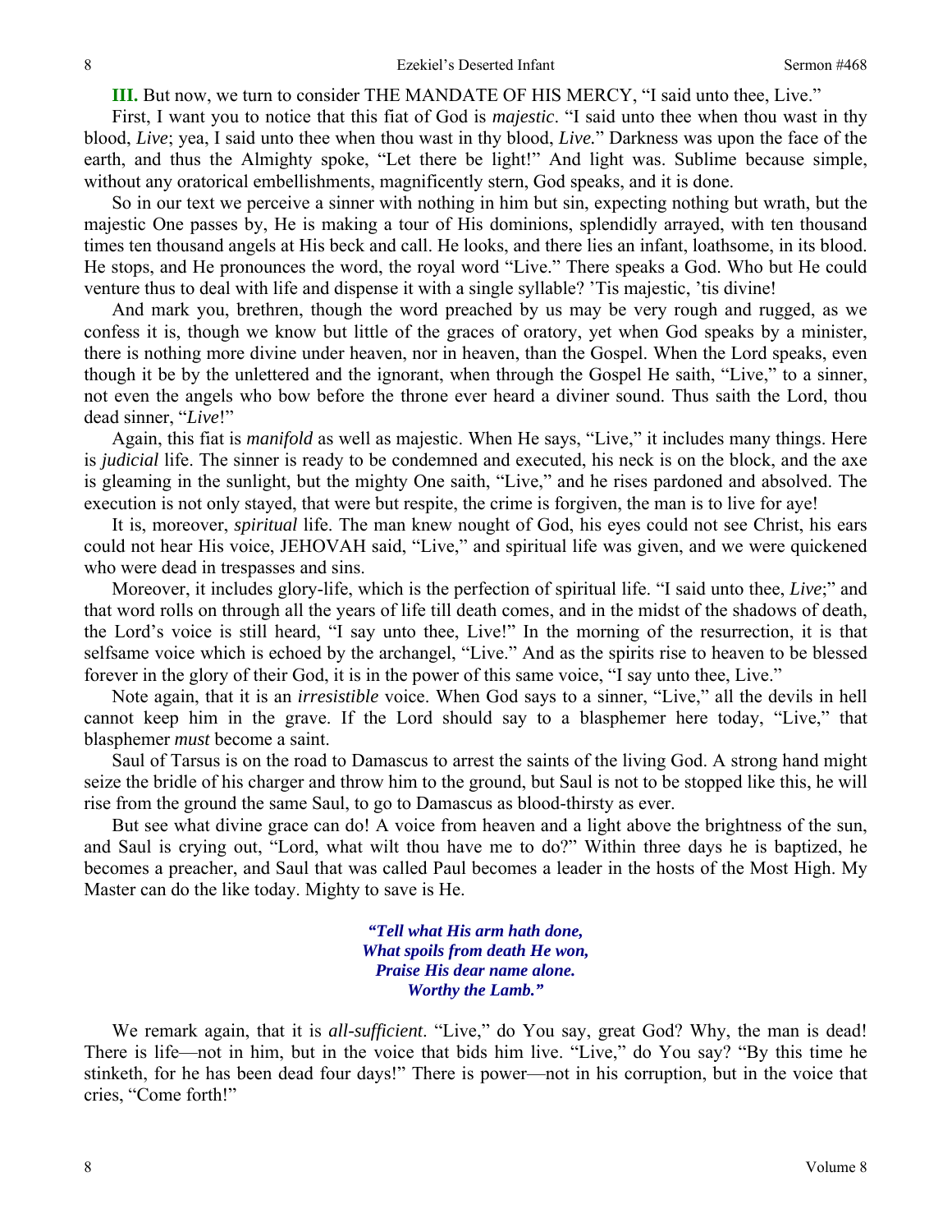**III.** But now, we turn to consider THE MANDATE OF HIS MERCY, "I said unto thee, Live."

First, I want you to notice that this fiat of God is *majestic*. "I said unto thee when thou wast in thy blood, *Live*; yea, I said unto thee when thou wast in thy blood, *Live.*" Darkness was upon the face of the earth, and thus the Almighty spoke, "Let there be light!" And light was. Sublime because simple, without any oratorical embellishments, magnificently stern, God speaks, and it is done.

So in our text we perceive a sinner with nothing in him but sin, expecting nothing but wrath, but the majestic One passes by, He is making a tour of His dominions, splendidly arrayed, with ten thousand times ten thousand angels at His beck and call. He looks, and there lies an infant, loathsome, in its blood. He stops, and He pronounces the word, the royal word "Live." There speaks a God. Who but He could venture thus to deal with life and dispense it with a single syllable? 'Tis majestic, 'tis divine!

And mark you, brethren, though the word preached by us may be very rough and rugged, as we confess it is, though we know but little of the graces of oratory, yet when God speaks by a minister, there is nothing more divine under heaven, nor in heaven, than the Gospel. When the Lord speaks, even though it be by the unlettered and the ignorant, when through the Gospel He saith, "Live," to a sinner, not even the angels who bow before the throne ever heard a diviner sound. Thus saith the Lord, thou dead sinner, "*Live*!"

Again, this fiat is *manifold* as well as majestic. When He says, "Live," it includes many things. Here is *judicial* life. The sinner is ready to be condemned and executed, his neck is on the block, and the axe is gleaming in the sunlight, but the mighty One saith, "Live," and he rises pardoned and absolved. The execution is not only stayed, that were but respite, the crime is forgiven, the man is to live for aye!

It is, moreover, *spiritual* life. The man knew nought of God, his eyes could not see Christ, his ears could not hear His voice, JEHOVAH said, "Live," and spiritual life was given, and we were quickened who were dead in trespasses and sins.

Moreover, it includes glory-life, which is the perfection of spiritual life. "I said unto thee, *Live*;" and that word rolls on through all the years of life till death comes, and in the midst of the shadows of death, the Lord's voice is still heard, "I say unto thee, Live!" In the morning of the resurrection, it is that selfsame voice which is echoed by the archangel, "Live." And as the spirits rise to heaven to be blessed forever in the glory of their God, it is in the power of this same voice, "I say unto thee, Live."

Note again, that it is an *irresistible* voice. When God says to a sinner, "Live," all the devils in hell cannot keep him in the grave. If the Lord should say to a blasphemer here today, "Live," that blasphemer *must* become a saint.

Saul of Tarsus is on the road to Damascus to arrest the saints of the living God. A strong hand might seize the bridle of his charger and throw him to the ground, but Saul is not to be stopped like this, he will rise from the ground the same Saul, to go to Damascus as blood-thirsty as ever.

But see what divine grace can do! A voice from heaven and a light above the brightness of the sun, and Saul is crying out, "Lord, what wilt thou have me to do?" Within three days he is baptized, he becomes a preacher, and Saul that was called Paul becomes a leader in the hosts of the Most High. My Master can do the like today. Mighty to save is He.

> ***"Tell what His arm hath done,***
> ***What spoils from death He won,***
> ***Praise His dear name alone.***
> ***Worthy the Lamb."***

We remark again, that it is *all-sufficient*. "Live," do You say, great God? Why, the man is dead! There is life—not in him, but in the voice that bids him live. "Live," do You say? "By this time he stinketh, for he has been dead four days!" There is power—not in his corruption, but in the voice that cries, "Come forth!"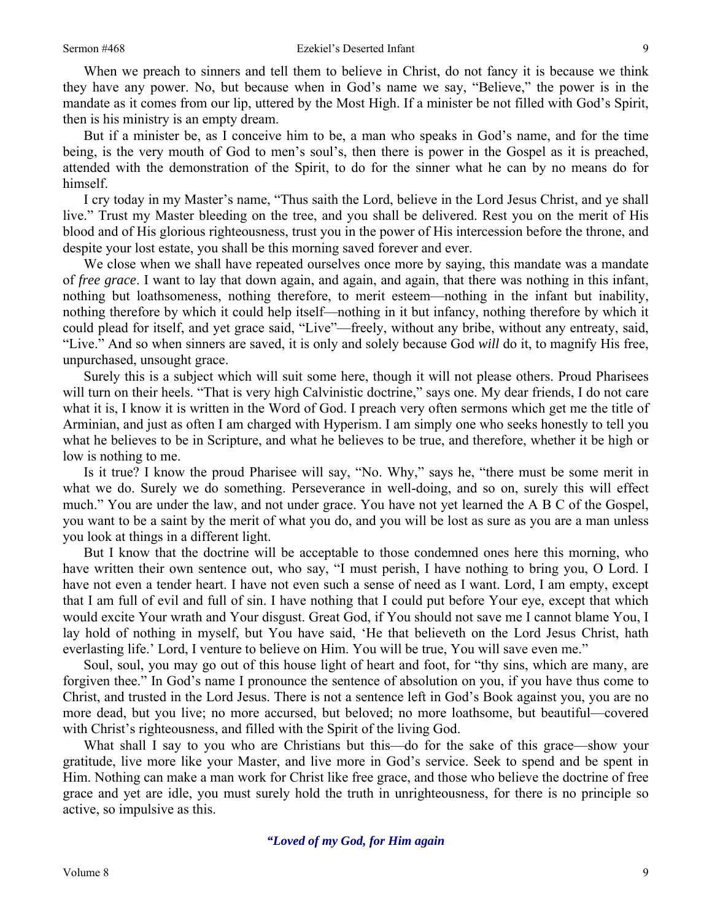When we preach to sinners and tell them to believe in Christ, do not fancy it is because we think they have any power. No, but because when in God's name we say, "Believe," the power is in the mandate as it comes from our lip, uttered by the Most High. If a minister be not filled with God's Spirit, then is his ministry is an empty dream.

But if a minister be, as I conceive him to be, a man who speaks in God's name, and for the time being, is the very mouth of God to men's soul's, then there is power in the Gospel as it is preached, attended with the demonstration of the Spirit, to do for the sinner what he can by no means do for himself.

I cry today in my Master's name, "Thus saith the Lord, believe in the Lord Jesus Christ, and ye shall live." Trust my Master bleeding on the tree, and you shall be delivered. Rest you on the merit of His blood and of His glorious righteousness, trust you in the power of His intercession before the throne, and despite your lost estate, you shall be this morning saved forever and ever.

We close when we shall have repeated ourselves once more by saying, this mandate was a mandate of *free grace*. I want to lay that down again, and again, and again, that there was nothing in this infant, nothing but loathsomeness, nothing therefore, to merit esteem—nothing in the infant but inability, nothing therefore by which it could help itself—nothing in it but infancy, nothing therefore by which it could plead for itself, and yet grace said, "Live"—freely, without any bribe, without any entreaty, said, "Live." And so when sinners are saved, it is only and solely because God *will* do it, to magnify His free, unpurchased, unsought grace.

Surely this is a subject which will suit some here, though it will not please others. Proud Pharisees will turn on their heels. "That is very high Calvinistic doctrine," says one. My dear friends, I do not care what it is, I know it is written in the Word of God. I preach very often sermons which get me the title of Arminian, and just as often I am charged with Hyperism. I am simply one who seeks honestly to tell you what he believes to be in Scripture, and what he believes to be true, and therefore, whether it be high or low is nothing to me.

Is it true? I know the proud Pharisee will say, "No. Why," says he, "there must be some merit in what we do. Surely we do something. Perseverance in well-doing, and so on, surely this will effect much." You are under the law, and not under grace. You have not yet learned the A B C of the Gospel, you want to be a saint by the merit of what you do, and you will be lost as sure as you are a man unless you look at things in a different light.

But I know that the doctrine will be acceptable to those condemned ones here this morning, who have written their own sentence out, who say, "I must perish, I have nothing to bring you, O Lord. I have not even a tender heart. I have not even such a sense of need as I want. Lord, I am empty, except that I am full of evil and full of sin. I have nothing that I could put before Your eye, except that which would excite Your wrath and Your disgust. Great God, if You should not save me I cannot blame You, I lay hold of nothing in myself, but You have said, 'He that believeth on the Lord Jesus Christ, hath everlasting life.' Lord, I venture to believe on Him. You will be true, You will save even me."

Soul, soul, you may go out of this house light of heart and foot, for "thy sins, which are many, are forgiven thee." In God's name I pronounce the sentence of absolution on you, if you have thus come to Christ, and trusted in the Lord Jesus. There is not a sentence left in God's Book against you, you are no more dead, but you live; no more accursed, but beloved; no more loathsome, but beautiful—covered with Christ's righteousness, and filled with the Spirit of the living God.

What shall I say to you who are Christians but this—do for the sake of this grace—show your gratitude, live more like your Master, and live more in God's service. Seek to spend and be spent in Him. Nothing can make a man work for Christ like free grace, and those who believe the doctrine of free grace and yet are idle, you must surely hold the truth in unrighteousness, for there is no principle so active, so impulsive as this.

***"Loved of my God, for Him again***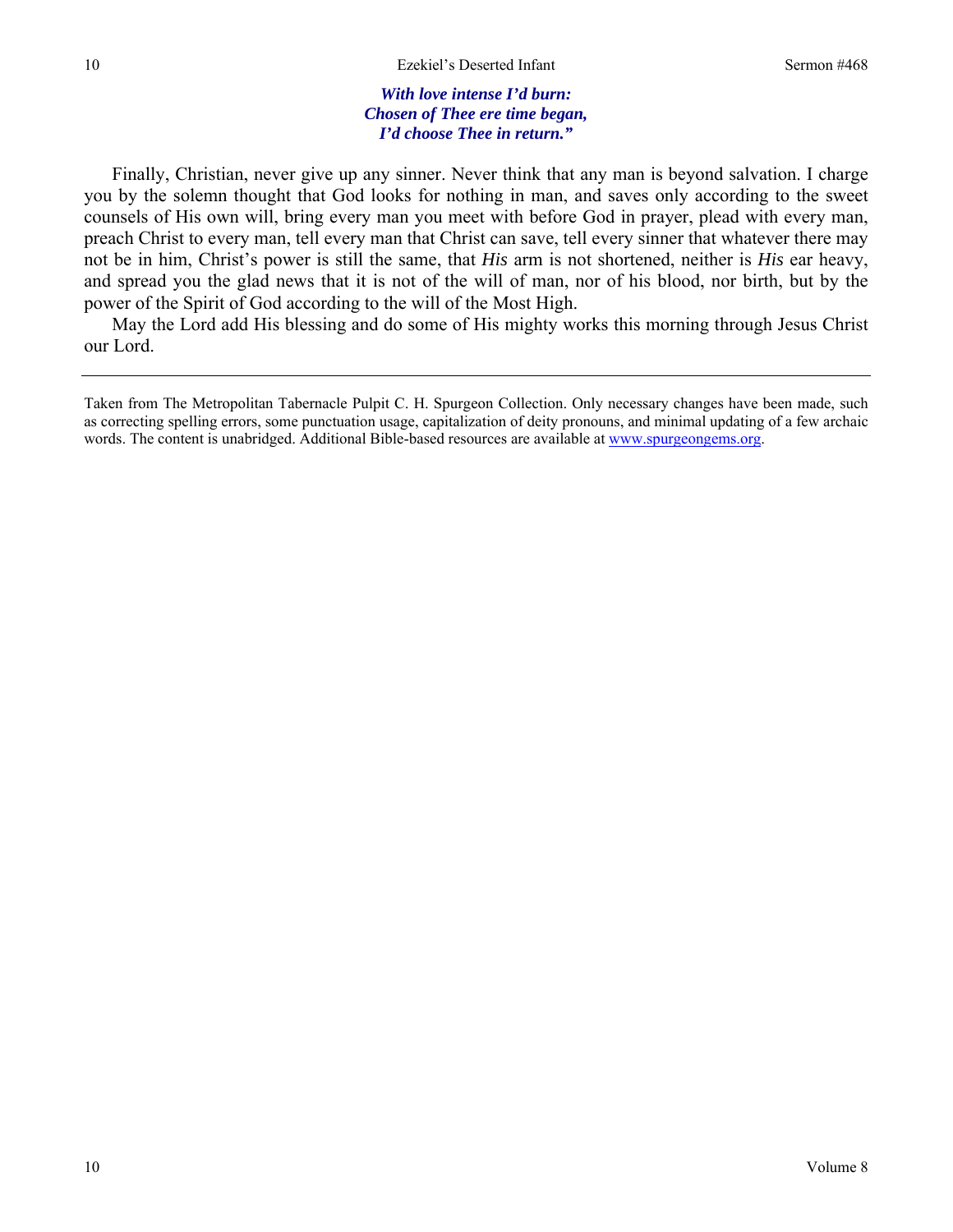***With love intense I'd burn:***
***Chosen of Thee ere time began,***
***I'd choose Thee in return."***

Finally, Christian, never give up any sinner. Never think that any man is beyond salvation. I charge you by the solemn thought that God looks for nothing in man, and saves only according to the sweet counsels of His own will, bring every man you meet with before God in prayer, plead with every man, preach Christ to every man, tell every man that Christ can save, tell every sinner that whatever there may not be in him, Christ's power is still the same, that *His* arm is not shortened, neither is *His* ear heavy, and spread you the glad news that it is not of the will of man, nor of his blood, nor birth, but by the power of the Spirit of God according to the will of the Most High.

May the Lord add His blessing and do some of His mighty works this morning through Jesus Christ our Lord.

---

Taken from The Metropolitan Tabernacle Pulpit C. H. Spurgeon Collection. Only necessary changes have been made, such as correcting spelling errors, some punctuation usage, capitalization of deity pronouns, and minimal updating of a few archaic words. The content is unabridged. Additional Bible-based resources are available at www.spurgeongems.org.